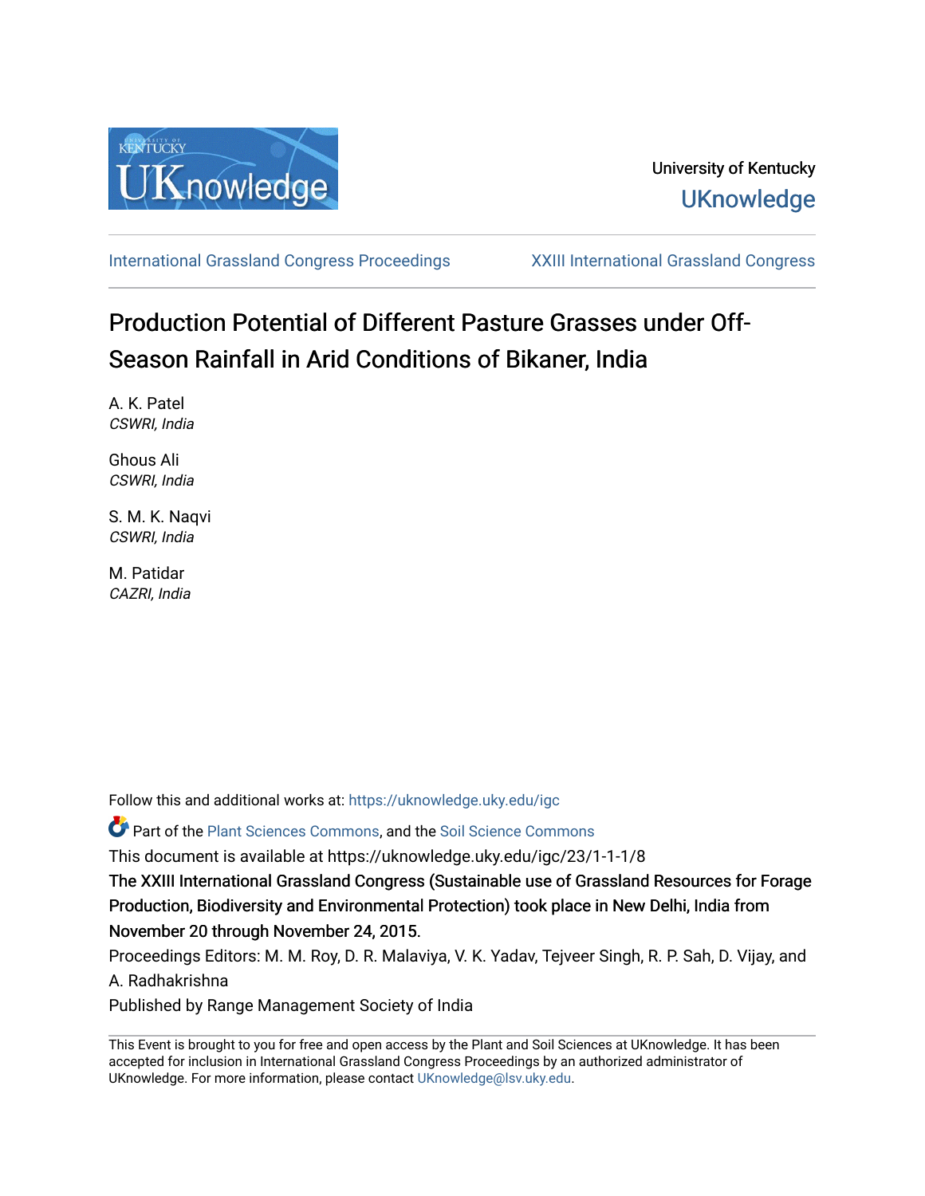University of Kentucky

UKnowledge

International Grassland Congress Proceedings | XXIII International Grassland Congress

# Production Potential of Different Pasture Grasses under Off-Season Rainfall in Arid Conditions of Bikaner, India

A. K. Patel
*CSWRI, India*

Ghous Ali
*CSWRI, India*

S. M. K. Naqvi
*CSWRI, India*

M. Patidar
*CAZRI, India*

Follow this and additional works at: https://uknowledge.uky.edu/igc

Part of the Plant Sciences Commons, and the Soil Science Commons

This document is available at https://uknowledge.uky.edu/igc/23/1-1-1/8

The XXIII International Grassland Congress (Sustainable use of Grassland Resources for Forage Production, Biodiversity and Environmental Protection) took place in New Delhi, India from November 20 through November 24, 2015.

Proceedings Editors: M. M. Roy, D. R. Malaviya, V. K. Yadav, Tejveer Singh, R. P. Sah, D. Vijay, and A. Radhakrishna

Published by Range Management Society of India

This Event is brought to you for free and open access by the Plant and Soil Sciences at UKnowledge. It has been accepted for inclusion in International Grassland Congress Proceedings by an authorized administrator of UKnowledge. For more information, please contact UKnowledge@lsv.uky.edu.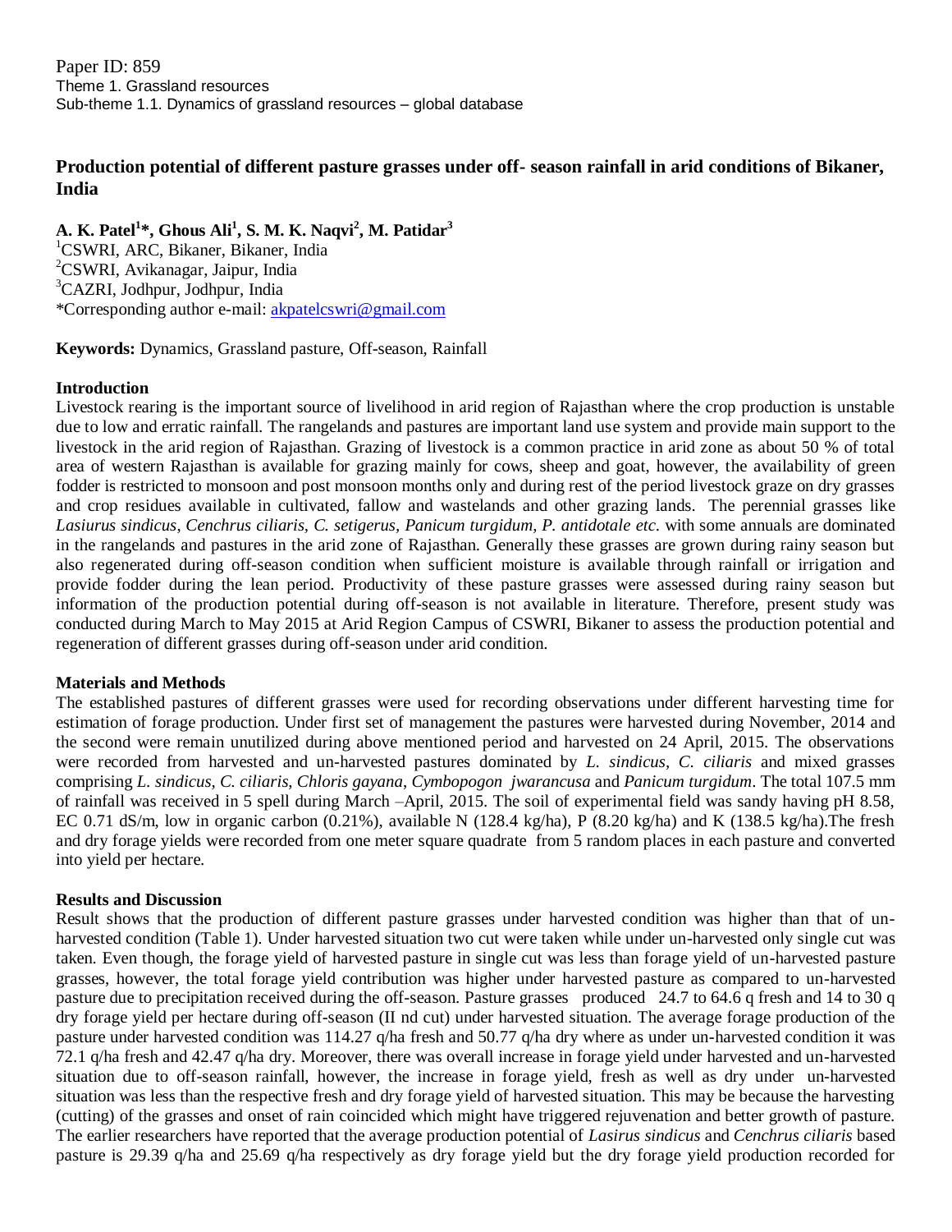Paper ID: 859
Theme 1. Grassland resources
Sub-theme 1.1. Dynamics of grassland resources – global database

# Production potential of different pasture grasses under off- season rainfall in arid conditions of Bikaner, India

**A. K. Patel[1]*, Ghous Ali[1], S. M. K. Naqvi[2], M. Patidar[3]**

[1]CSWRI, ARC, Bikaner, Bikaner, India
[2]CSWRI, Avikanagar, Jaipur, India
[3]CAZRI, Jodhpur, Jodhpur, India
*Corresponding author e-mail: akpatelcswri@gmail.com

**Keywords:** Dynamics, Grassland pasture, Off-season, Rainfall

## Introduction

Livestock rearing is the important source of livelihood in arid region of Rajasthan where the crop production is unstable due to low and erratic rainfall. The rangelands and pastures are important land use system and provide main support to the livestock in the arid region of Rajasthan. Grazing of livestock is a common practice in arid zone as about 50 % of total area of western Rajasthan is available for grazing mainly for cows, sheep and goat, however, the availability of green fodder is restricted to monsoon and post monsoon months only and during rest of the period livestock graze on dry grasses and crop residues available in cultivated, fallow and wastelands and other grazing lands. The perennial grasses like *Lasiurus sindicus*, *Cenchrus ciliaris, C. setigerus, Panicum turgidum, P. antidotale etc*. with some annuals are dominated in the rangelands and pastures in the arid zone of Rajasthan. Generally these grasses are grown during rainy season but also regenerated during off-season condition when sufficient moisture is available through rainfall or irrigation and provide fodder during the lean period. Productivity of these pasture grasses were assessed during rainy season but information of the production potential during off-season is not available in literature. Therefore, present study was conducted during March to May 2015 at Arid Region Campus of CSWRI, Bikaner to assess the production potential and regeneration of different grasses during off-season under arid condition.

## Materials and Methods

The established pastures of different grasses were used for recording observations under different harvesting time for estimation of forage production. Under first set of management the pastures were harvested during November, 2014 and the second were remain unutilized during above mentioned period and harvested on 24 April, 2015. The observations were recorded from harvested and un-harvested pastures dominated by *L. sindicus, C. ciliaris* and mixed grasses comprising *L. sindicus, C. ciliaris*, *Chloris gayana*, *Cymbopogon jwarancusa* and *Panicum turgidum*. The total 107.5 mm of rainfall was received in 5 spell during March –April, 2015. The soil of experimental field was sandy having pH 8.58, EC 0.71 dS/m, low in organic carbon (0.21%), available N (128.4 kg/ha), P (8.20 kg/ha) and K (138.5 kg/ha).The fresh and dry forage yields were recorded from one meter square quadrate from 5 random places in each pasture and converted into yield per hectare.

## Results and Discussion

Result shows that the production of different pasture grasses under harvested condition was higher than that of un-harvested condition (Table 1). Under harvested situation two cut were taken while under un-harvested only single cut was taken. Even though, the forage yield of harvested pasture in single cut was less than forage yield of un-harvested pasture grasses, however, the total forage yield contribution was higher under harvested pasture as compared to un-harvested pasture due to precipitation received during the off-season. Pasture grasses produced 24.7 to 64.6 q fresh and 14 to 30 q dry forage yield per hectare during off-season (II nd cut) under harvested situation. The average forage production of the pasture under harvested condition was 114.27 q/ha fresh and 50.77 q/ha dry where as under un-harvested condition it was 72.1 q/ha fresh and 42.47 q/ha dry. Moreover, there was overall increase in forage yield under harvested and un-harvested situation due to off-season rainfall, however, the increase in forage yield, fresh as well as dry under un-harvested situation was less than the respective fresh and dry forage yield of harvested situation. This may be because the harvesting (cutting) of the grasses and onset of rain coincided which might have triggered rejuvenation and better growth of pasture. The earlier researchers have reported that the average production potential of *Lasirus sindicus* and *Cenchrus ciliaris* based pasture is 29.39 q/ha and 25.69 q/ha respectively as dry forage yield but the dry forage yield production recorded for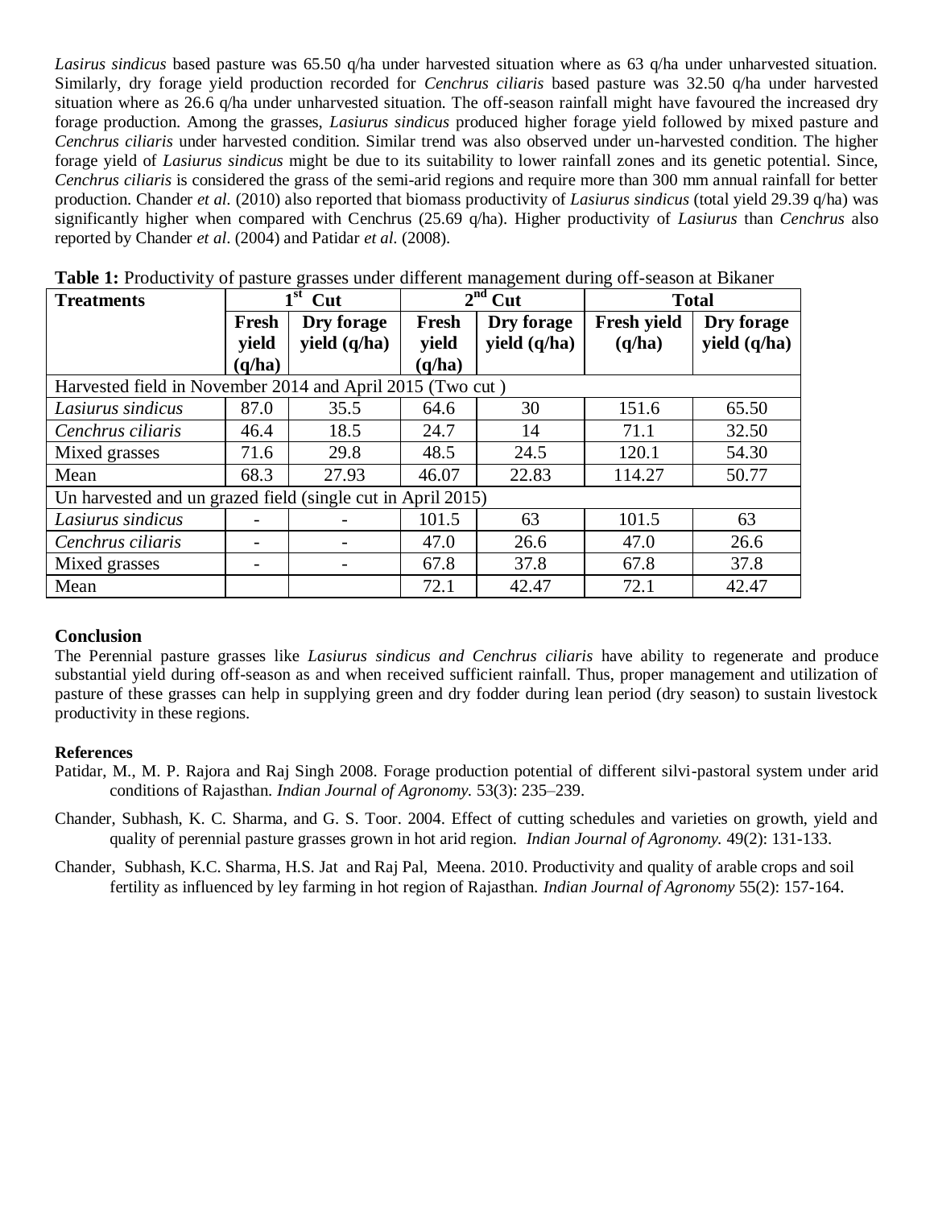*Lasirus sindicus* based pasture was 65.50 q/ha under harvested situation where as 63 q/ha under unharvested situation. Similarly, dry forage yield production recorded for *Cenchrus ciliaris* based pasture was 32.50 q/ha under harvested situation where as 26.6 q/ha under unharvested situation. The off-season rainfall might have favoured the increased dry forage production. Among the grasses, *Lasiurus sindicus* produced higher forage yield followed by mixed pasture and *Cenchrus ciliaris* under harvested condition. Similar trend was also observed under un-harvested condition. The higher forage yield of *Lasiurus sindicus* might be due to its suitability to lower rainfall zones and its genetic potential. Since, *Cenchrus ciliaris* is considered the grass of the semi-arid regions and require more than 300 mm annual rainfall for better production. Chander *et al.* (2010) also reported that biomass productivity of *Lasiurus sindicus* (total yield 29.39 q/ha) was significantly higher when compared with Cenchrus (25.69 q/ha). Higher productivity of *Lasiurus* than *Cenchrus* also reported by Chander *et al*. (2004) and Patidar *et al*. (2008).

**Table 1:** Productivity of pasture grasses under different management during off-season at Bikaner

| **Treatments** | **1$^{st}$ Cut** | | **2$^{nd}$ Cut** | | **Total** | |
|---|---|---|---|---|---|---|
| | **Fresh yield (q/ha)** | **Dry forage yield (q/ha)** | **Fresh yield (q/ha)** | **Dry forage yield (q/ha)** | **Fresh yield (q/ha)** | **Dry forage yield (q/ha)** |
| Harvested field in November 2014 and April 2015 (Two cut ) | | | | | | |
| *Lasiurus sindicus* | 87.0 | 35.5 | 64.6 | 30 | 151.6 | 65.50 |
| *Cenchrus ciliaris* | 46.4 | 18.5 | 24.7 | 14 | 71.1 | 32.50 |
| Mixed grasses | 71.6 | 29.8 | 48.5 | 24.5 | 120.1 | 54.30 |
| Mean | 68.3 | 27.93 | 46.07 | 22.83 | 114.27 | 50.77 |
| Un harvested and un grazed field (single cut in April 2015) | | | | | | |
| *Lasiurus sindicus* | - | - | 101.5 | 63 | 101.5 | 63 |
| *Cenchrus ciliaris* | - | - | 47.0 | 26.6 | 47.0 | 26.6 |
| Mixed grasses | - | - | 67.8 | 37.8 | 67.8 | 37.8 |
| Mean | | | 72.1 | 42.47 | 72.1 | 42.47 |

## Conclusion

The Perennial pasture grasses like *Lasiurus sindicus and Cenchrus ciliaris* have ability to regenerate and produce substantial yield during off-season as and when received sufficient rainfall. Thus, proper management and utilization of pasture of these grasses can help in supplying green and dry fodder during lean period (dry season) to sustain livestock productivity in these regions.

## References

Patidar, M., M. P. Rajora and Raj Singh 2008. Forage production potential of different silvi-pastoral system under arid conditions of Rajasthan. *Indian Journal of Agronomy.* 53(3): 235–239.

Chander, Subhash, K. C. Sharma, and G. S. Toor. 2004. Effect of cutting schedules and varieties on growth, yield and quality of perennial pasture grasses grown in hot arid region. *Indian Journal of Agronomy.* 49(2): 131-133.

Chander, Subhash, K.C. Sharma, H.S. Jat and Raj Pal, Meena. 2010. Productivity and quality of arable crops and soil fertility as influenced by ley farming in hot region of Rajasthan. *Indian Journal of Agronomy* 55(2): 157-164.